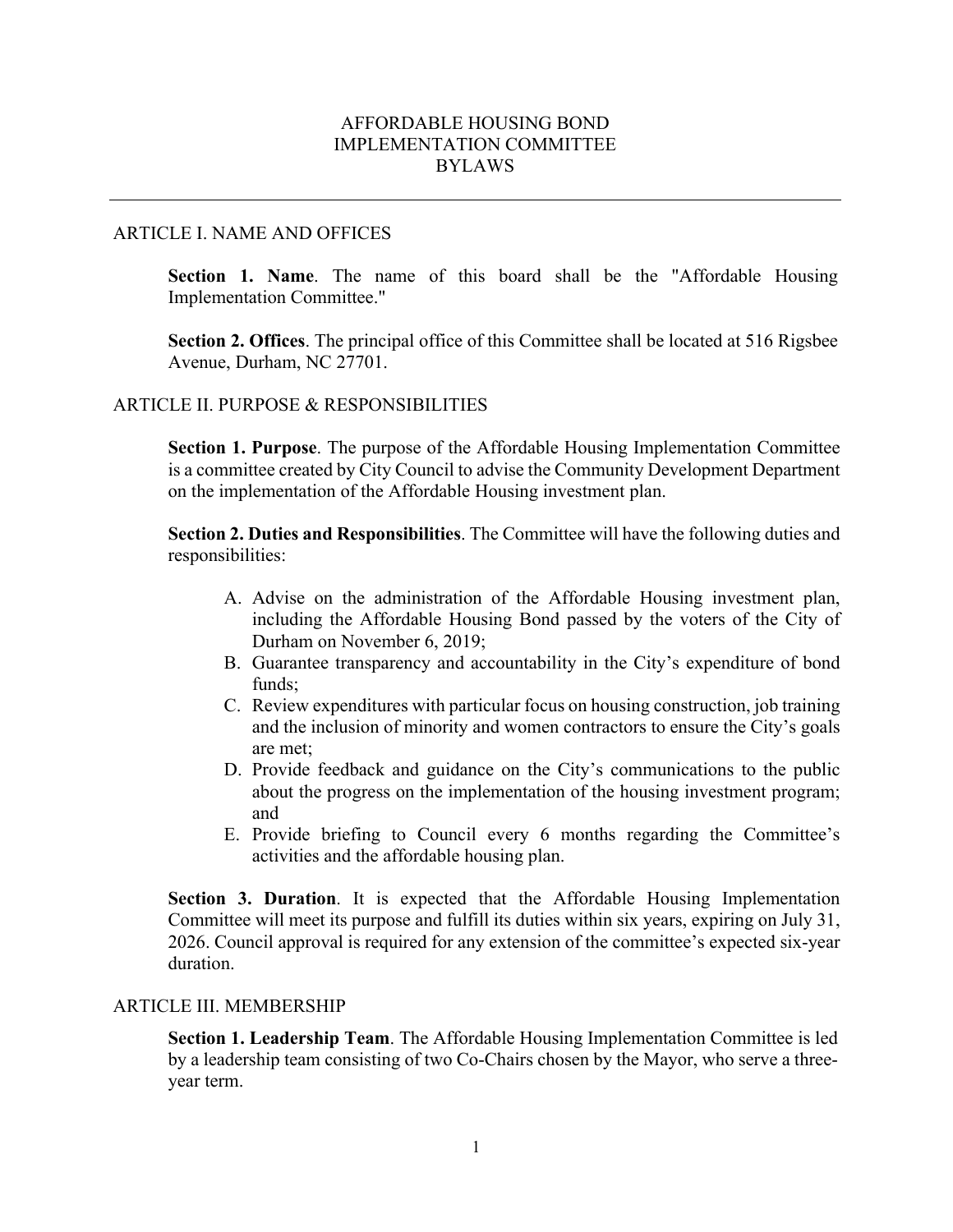# AFFORDABLE HOUSING BOND IMPLEMENTATION COMMITTEE BYLAWS

## ARTICLE I. NAME AND OFFICES

**Section 1. Name**. The name of this board shall be the "Affordable Housing Implementation Committee."

**Section 2. Offices**. The principal office of this Committee shall be located at 516 Rigsbee Avenue, Durham, NC 27701.

## ARTICLE II. PURPOSE & RESPONSIBILITIES

**Section 1. Purpose**. The purpose of the Affordable Housing Implementation Committee is a committee created by City Council to advise the Community Development Department on the implementation of the Affordable Housing investment plan.

**Section 2. Duties and Responsibilities**. The Committee will have the following duties and responsibilities:

A. Advise on the administration of the Affordable Housing investment plan, including the Affordable Housing Bond passed by the voters of the City of Durham on November 6, 2019;
B. Guarantee transparency and accountability in the City's expenditure of bond funds;
C. Review expenditures with particular focus on housing construction, job training and the inclusion of minority and women contractors to ensure the City's goals are met;
D. Provide feedback and guidance on the City's communications to the public about the progress on the implementation of the housing investment program; and
E. Provide briefing to Council every 6 months regarding the Committee's activities and the affordable housing plan.

**Section 3. Duration**. It is expected that the Affordable Housing Implementation Committee will meet its purpose and fulfill its duties within six years, expiring on July 31, 2026. Council approval is required for any extension of the committee's expected six-year duration.

## ARTICLE III. MEMBERSHIP

**Section 1. Leadership Team**. The Affordable Housing Implementation Committee is led by a leadership team consisting of two Co-Chairs chosen by the Mayor, who serve a three-year term.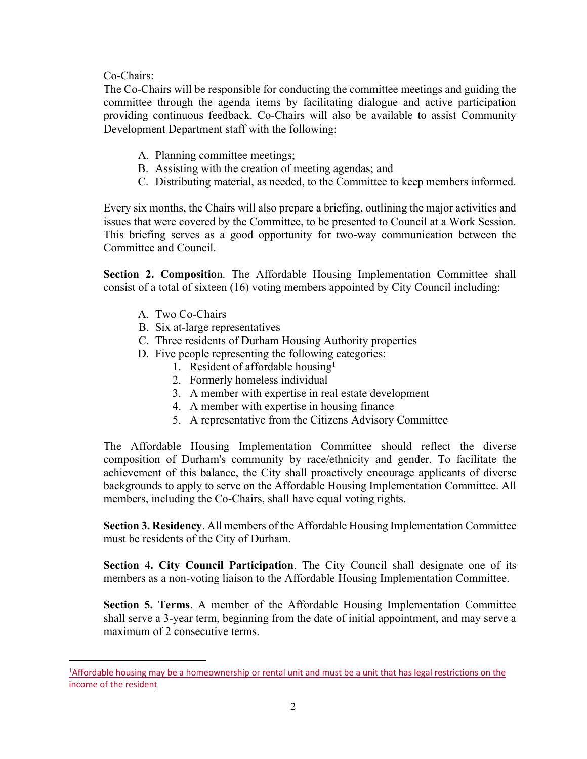Co-Chairs:

The Co-Chairs will be responsible for conducting the committee meetings and guiding the committee through the agenda items by facilitating dialogue and active participation providing continuous feedback. Co-Chairs will also be available to assist Community Development Department staff with the following:

A. Planning committee meetings;
B. Assisting with the creation of meeting agendas; and
C. Distributing material, as needed, to the Committee to keep members informed.

Every six months, the Chairs will also prepare a briefing, outlining the major activities and issues that were covered by the Committee, to be presented to Council at a Work Session. This briefing serves as a good opportunity for two-way communication between the Committee and Council.

**Section 2. Composition**. The Affordable Housing Implementation Committee shall consist of a total of sixteen (16) voting members appointed by City Council including:

A. Two Co-Chairs
B. Six at-large representatives
C. Three residents of Durham Housing Authority properties
D. Five people representing the following categories:
   1. Resident of affordable housing[1]
   2. Formerly homeless individual
   3. A member with expertise in real estate development
   4. A member with expertise in housing finance
   5. A representative from the Citizens Advisory Committee

The Affordable Housing Implementation Committee should reflect the diverse composition of Durham's community by race/ethnicity and gender. To facilitate the achievement of this balance, the City shall proactively encourage applicants of diverse backgrounds to apply to serve on the Affordable Housing Implementation Committee. All members, including the Co-Chairs, shall have equal voting rights.

**Section 3. Residency**. All members of the Affordable Housing Implementation Committee must be residents of the City of Durham.

**Section 4. City Council Participation**. The City Council shall designate one of its members as a non-voting liaison to the Affordable Housing Implementation Committee.

**Section 5. Terms**. A member of the Affordable Housing Implementation Committee shall serve a 3-year term, beginning from the date of initial appointment, and may serve a maximum of 2 consecutive terms.

[1] Affordable housing may be a homeownership or rental unit and must be a unit that has legal restrictions on the income of the resident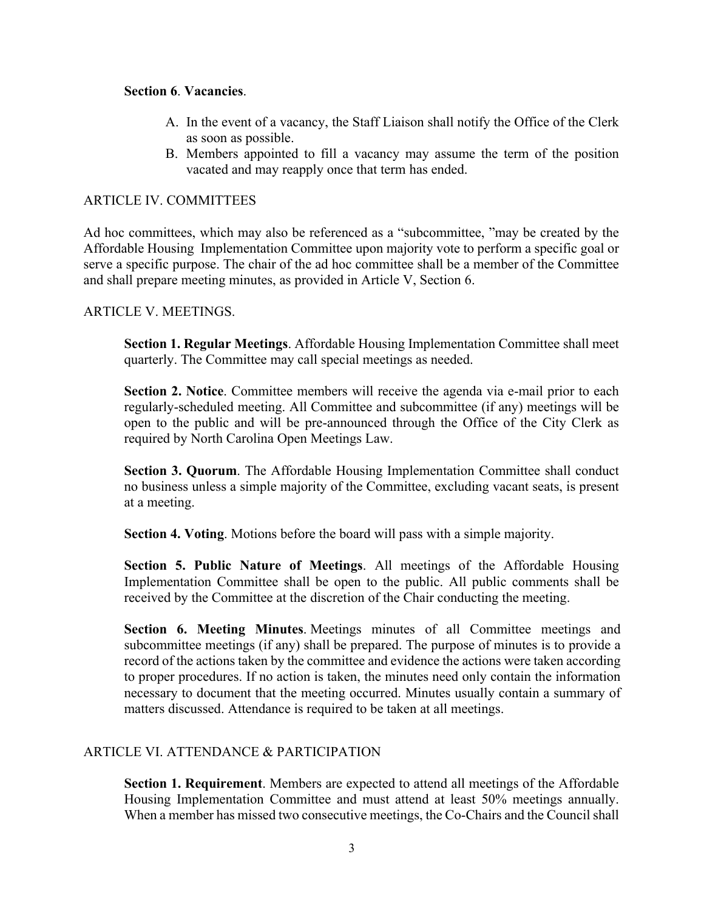**Section 6**. **Vacancies**.

A. In the event of a vacancy, the Staff Liaison shall notify the Office of the Clerk as soon as possible.
B. Members appointed to fill a vacancy may assume the term of the position vacated and may reapply once that term has ended.

ARTICLE IV. COMMITTEES

Ad hoc committees, which may also be referenced as a "subcommittee, "may be created by the Affordable Housing Implementation Committee upon majority vote to perform a specific goal or serve a specific purpose. The chair of the ad hoc committee shall be a member of the Committee and shall prepare meeting minutes, as provided in Article V, Section 6.

ARTICLE V. MEETINGS.

**Section 1. Regular Meetings**. Affordable Housing Implementation Committee shall meet quarterly. The Committee may call special meetings as needed.

**Section 2. Notice**. Committee members will receive the agenda via e-mail prior to each regularly-scheduled meeting. All Committee and subcommittee (if any) meetings will be open to the public and will be pre-announced through the Office of the City Clerk as required by North Carolina Open Meetings Law.

**Section 3. Quorum**. The Affordable Housing Implementation Committee shall conduct no business unless a simple majority of the Committee, excluding vacant seats, is present at a meeting.

**Section 4. Voting**. Motions before the board will pass with a simple majority.

**Section 5. Public Nature of Meetings**. All meetings of the Affordable Housing Implementation Committee shall be open to the public. All public comments shall be received by the Committee at the discretion of the Chair conducting the meeting.

**Section 6. Meeting Minutes**. Meetings minutes of all Committee meetings and subcommittee meetings (if any) shall be prepared. The purpose of minutes is to provide a record of the actions taken by the committee and evidence the actions were taken according to proper procedures. If no action is taken, the minutes need only contain the information necessary to document that the meeting occurred. Minutes usually contain a summary of matters discussed. Attendance is required to be taken at all meetings.

ARTICLE VI. ATTENDANCE & PARTICIPATION

**Section 1. Requirement**. Members are expected to attend all meetings of the Affordable Housing Implementation Committee and must attend at least 50% meetings annually. When a member has missed two consecutive meetings, the Co-Chairs and the Council shall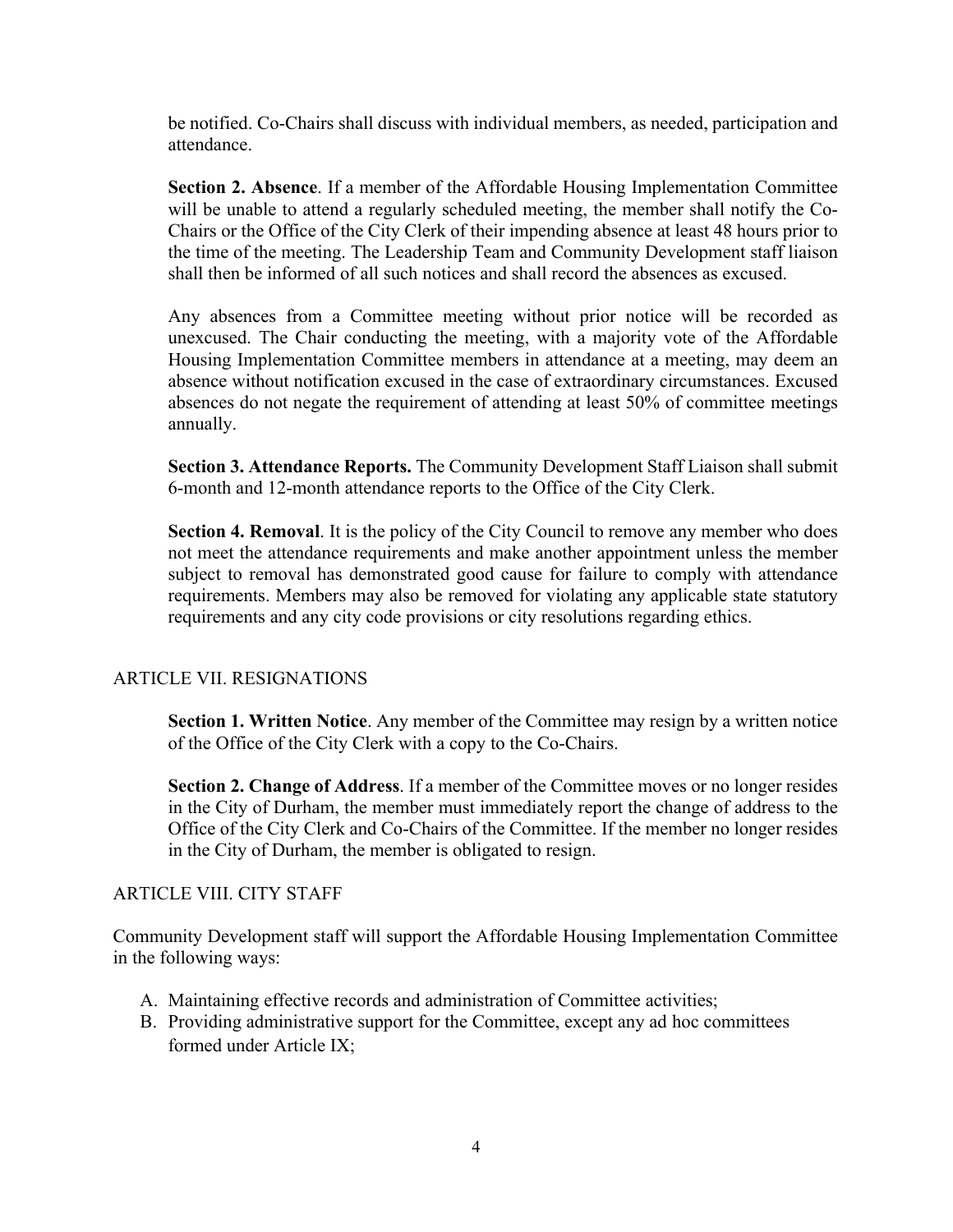be notified. Co-Chairs shall discuss with individual members, as needed, participation and attendance.

**Section 2. Absence**. If a member of the Affordable Housing Implementation Committee will be unable to attend a regularly scheduled meeting, the member shall notify the Co-Chairs or the Office of the City Clerk of their impending absence at least 48 hours prior to the time of the meeting. The Leadership Team and Community Development staff liaison shall then be informed of all such notices and shall record the absences as excused.

Any absences from a Committee meeting without prior notice will be recorded as unexcused. The Chair conducting the meeting, with a majority vote of the Affordable Housing Implementation Committee members in attendance at a meeting, may deem an absence without notification excused in the case of extraordinary circumstances. Excused absences do not negate the requirement of attending at least 50% of committee meetings annually.

**Section 3. Attendance Reports.** The Community Development Staff Liaison shall submit 6-month and 12-month attendance reports to the Office of the City Clerk.

**Section 4. Removal**. It is the policy of the City Council to remove any member who does not meet the attendance requirements and make another appointment unless the member subject to removal has demonstrated good cause for failure to comply with attendance requirements. Members may also be removed for violating any applicable state statutory requirements and any city code provisions or city resolutions regarding ethics.

## ARTICLE VII. RESIGNATIONS

**Section 1. Written Notice**. Any member of the Committee may resign by a written notice of the Office of the City Clerk with a copy to the Co-Chairs.

**Section 2. Change of Address**. If a member of the Committee moves or no longer resides in the City of Durham, the member must immediately report the change of address to the Office of the City Clerk and Co-Chairs of the Committee. If the member no longer resides in the City of Durham, the member is obligated to resign.

## ARTICLE VIII. CITY STAFF

Community Development staff will support the Affordable Housing Implementation Committee in the following ways:

A. Maintaining effective records and administration of Committee activities;
B. Providing administrative support for the Committee, except any ad hoc committees formed under Article IX;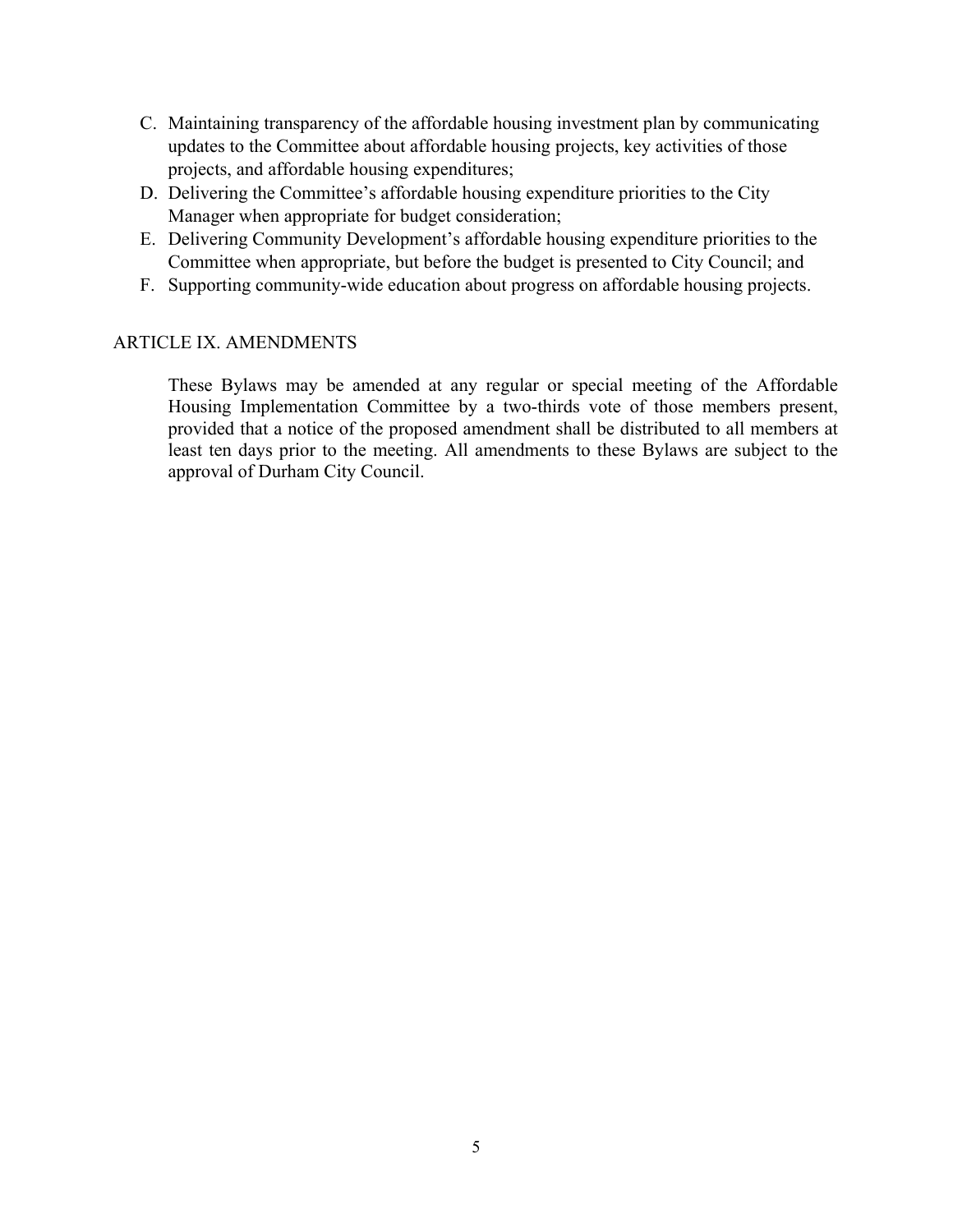C. Maintaining transparency of the affordable housing investment plan by communicating updates to the Committee about affordable housing projects, key activities of those projects, and affordable housing expenditures;
D. Delivering the Committee's affordable housing expenditure priorities to the City Manager when appropriate for budget consideration;
E. Delivering Community Development's affordable housing expenditure priorities to the Committee when appropriate, but before the budget is presented to City Council; and
F. Supporting community-wide education about progress on affordable housing projects.

## ARTICLE IX. AMENDMENTS

These Bylaws may be amended at any regular or special meeting of the Affordable Housing Implementation Committee by a two-thirds vote of those members present, provided that a notice of the proposed amendment shall be distributed to all members at least ten days prior to the meeting. All amendments to these Bylaws are subject to the approval of Durham City Council.